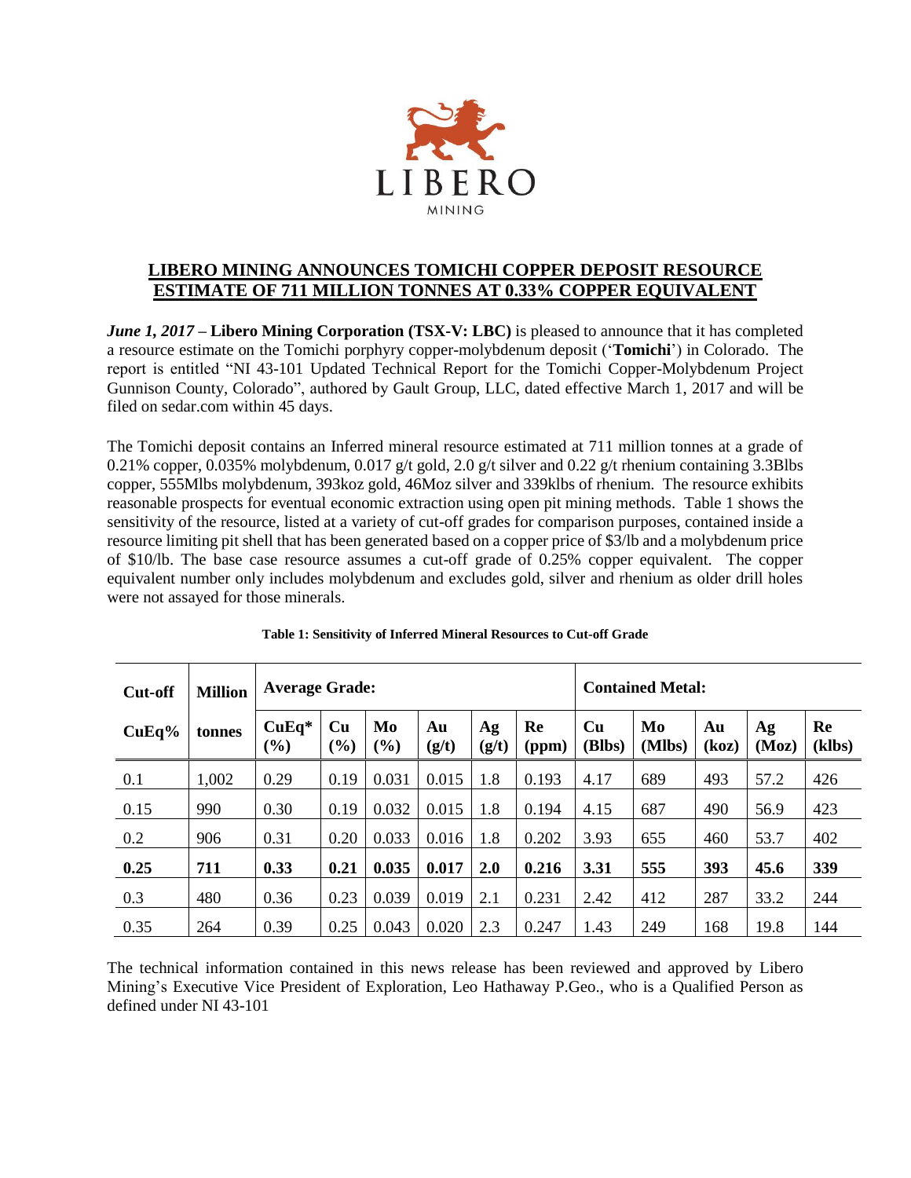# LIBERO MINING ANNOUNCES TOMICHI COPPER DEPOSIT RESOURCE ESTIMATE OF 711 MILLION TONNES AT 0.33% COPPER EQUIVALENT

***June 1, 2017*** **– Libero Mining Corporation (TSX-V: LBC)** is pleased to announce that it has completed a resource estimate on the Tomichi porphyry copper-molybdenum deposit ('**Tomichi**') in Colorado. The report is entitled "NI 43-101 Updated Technical Report for the Tomichi Copper-Molybdenum Project Gunnison County, Colorado", authored by Gault Group, LLC, dated effective March 1, 2017 and will be filed on sedar.com within 45 days.

The Tomichi deposit contains an Inferred mineral resource estimated at 711 million tonnes at a grade of 0.21% copper, 0.035% molybdenum, 0.017 g/t gold, 2.0 g/t silver and 0.22 g/t rhenium containing 3.3Blbs copper, 555Mlbs molybdenum, 393koz gold, 46Moz silver and 339klbs of rhenium. The resource exhibits reasonable prospects for eventual economic extraction using open pit mining methods. Table 1 shows the sensitivity of the resource, listed at a variety of cut-off grades for comparison purposes, contained inside a resource limiting pit shell that has been generated based on a copper price of $3/lb and a molybdenum price of $10/lb. The base case resource assumes a cut-off grade of 0.25% copper equivalent. The copper equivalent number only includes molybdenum and excludes gold, silver and rhenium as older drill holes were not assayed for those minerals.

**Table 1: Sensitivity of Inferred Mineral Resources to Cut-off Grade**

| Cut-off | Million | Average Grade: | | | | | | Contained Metal: | | | | |
|---|---|---|---|---|---|---|---|---|---|---|---|---|
| CuEq% | tonnes | CuEq* (%) | Cu (%) | Mo (%) | Au (g/t) | Ag (g/t) | Re (ppm) | Cu (Blbs) | Mo (Mlbs) | Au (koz) | Ag (Moz) | Re (klbs) |
| 0.1 | 1,002 | 0.29 | 0.19 | 0.031 | 0.015 | 1.8 | 0.193 | 4.17 | 689 | 493 | 57.2 | 426 |
| 0.15 | 990 | 0.30 | 0.19 | 0.032 | 0.015 | 1.8 | 0.194 | 4.15 | 687 | 490 | 56.9 | 423 |
| 0.2 | 906 | 0.31 | 0.20 | 0.033 | 0.016 | 1.8 | 0.202 | 3.93 | 655 | 460 | 53.7 | 402 |
| **0.25** | **711** | **0.33** | **0.21** | **0.035** | **0.017** | **2.0** | **0.216** | **3.31** | **555** | **393** | **45.6** | **339** |
| 0.3 | 480 | 0.36 | 0.23 | 0.039 | 0.019 | 2.1 | 0.231 | 2.42 | 412 | 287 | 33.2 | 244 |
| 0.35 | 264 | 0.39 | 0.25 | 0.043 | 0.020 | 2.3 | 0.247 | 1.43 | 249 | 168 | 19.8 | 144 |

The technical information contained in this news release has been reviewed and approved by Libero Mining's Executive Vice President of Exploration, Leo Hathaway P.Geo., who is a Qualified Person as defined under NI 43-101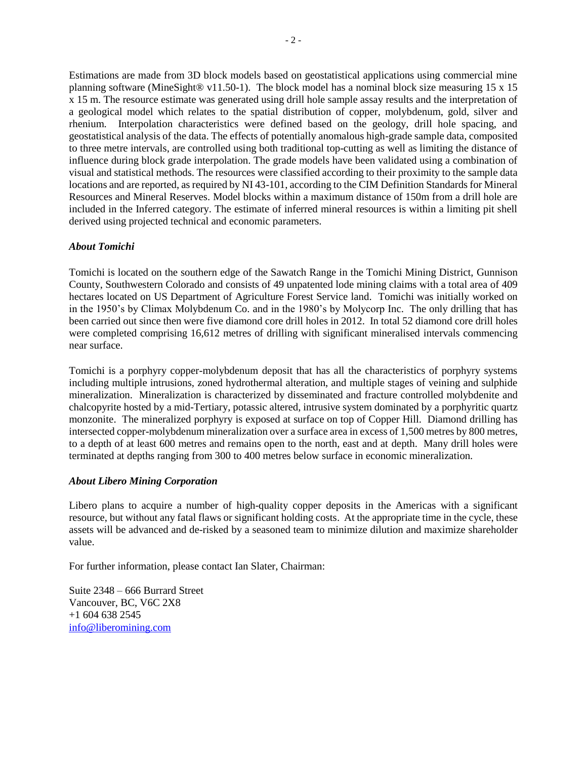Estimations are made from 3D block models based on geostatistical applications using commercial mine planning software (MineSight® v11.50-1). The block model has a nominal block size measuring 15 x 15 x 15 m. The resource estimate was generated using drill hole sample assay results and the interpretation of a geological model which relates to the spatial distribution of copper, molybdenum, gold, silver and rhenium. Interpolation characteristics were defined based on the geology, drill hole spacing, and geostatistical analysis of the data. The effects of potentially anomalous high-grade sample data, composited to three metre intervals, are controlled using both traditional top-cutting as well as limiting the distance of influence during block grade interpolation. The grade models have been validated using a combination of visual and statistical methods. The resources were classified according to their proximity to the sample data locations and are reported, as required by NI 43-101, according to the CIM Definition Standards for Mineral Resources and Mineral Reserves. Model blocks within a maximum distance of 150m from a drill hole are included in the Inferred category. The estimate of inferred mineral resources is within a limiting pit shell derived using projected technical and economic parameters.

***About Tomichi***

Tomichi is located on the southern edge of the Sawatch Range in the Tomichi Mining District, Gunnison County, Southwestern Colorado and consists of 49 unpatented lode mining claims with a total area of 409 hectares located on US Department of Agriculture Forest Service land. Tomichi was initially worked on in the 1950's by Climax Molybdenum Co. and in the 1980's by Molycorp Inc. The only drilling that has been carried out since then were five diamond core drill holes in 2012. In total 52 diamond core drill holes were completed comprising 16,612 metres of drilling with significant mineralised intervals commencing near surface.

Tomichi is a porphyry copper-molybdenum deposit that has all the characteristics of porphyry systems including multiple intrusions, zoned hydrothermal alteration, and multiple stages of veining and sulphide mineralization. Mineralization is characterized by disseminated and fracture controlled molybdenite and chalcopyrite hosted by a mid-Tertiary, potassic altered, intrusive system dominated by a porphyritic quartz monzonite. The mineralized porphyry is exposed at surface on top of Copper Hill. Diamond drilling has intersected copper-molybdenum mineralization over a surface area in excess of 1,500 metres by 800 metres, to a depth of at least 600 metres and remains open to the north, east and at depth. Many drill holes were terminated at depths ranging from 300 to 400 metres below surface in economic mineralization.

***About Libero Mining Corporation***

Libero plans to acquire a number of high-quality copper deposits in the Americas with a significant resource, but without any fatal flaws or significant holding costs. At the appropriate time in the cycle, these assets will be advanced and de-risked by a seasoned team to minimize dilution and maximize shareholder value.

For further information, please contact Ian Slater, Chairman:

Suite 2348 – 666 Burrard Street
Vancouver, BC, V6C 2X8
+1 604 638 2545
info@liberomining.com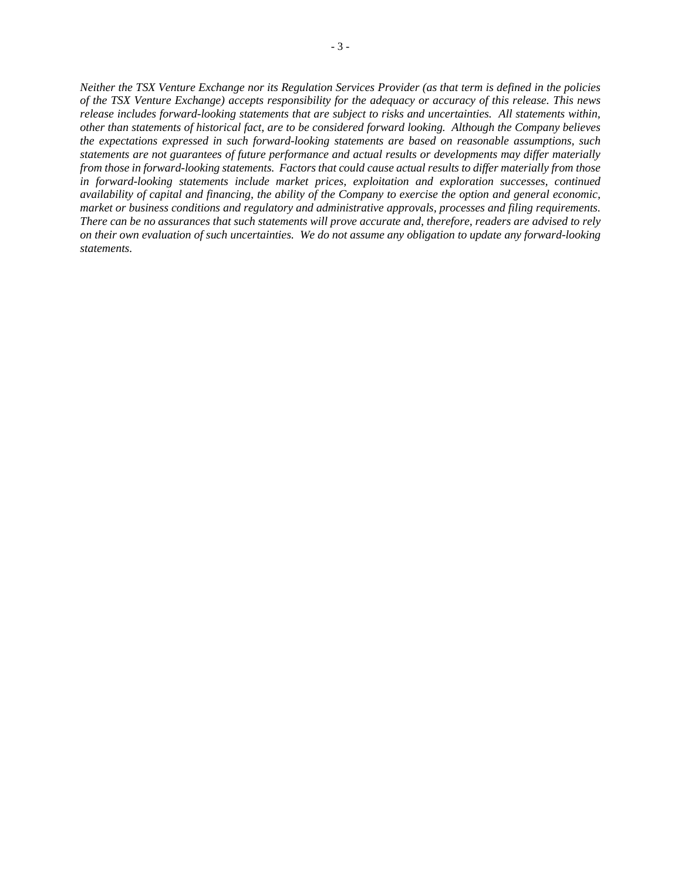*Neither the TSX Venture Exchange nor its Regulation Services Provider (as that term is defined in the policies of the TSX Venture Exchange) accepts responsibility for the adequacy or accuracy of this release. This news release includes forward-looking statements that are subject to risks and uncertainties. All statements within, other than statements of historical fact, are to be considered forward looking. Although the Company believes the expectations expressed in such forward-looking statements are based on reasonable assumptions, such statements are not guarantees of future performance and actual results or developments may differ materially from those in forward-looking statements. Factors that could cause actual results to differ materially from those in forward-looking statements include market prices, exploitation and exploration successes, continued availability of capital and financing, the ability of the Company to exercise the option and general economic, market or business conditions and regulatory and administrative approvals, processes and filing requirements. There can be no assurances that such statements will prove accurate and, therefore, readers are advised to rely on their own evaluation of such uncertainties. We do not assume any obligation to update any forward-looking statements.*